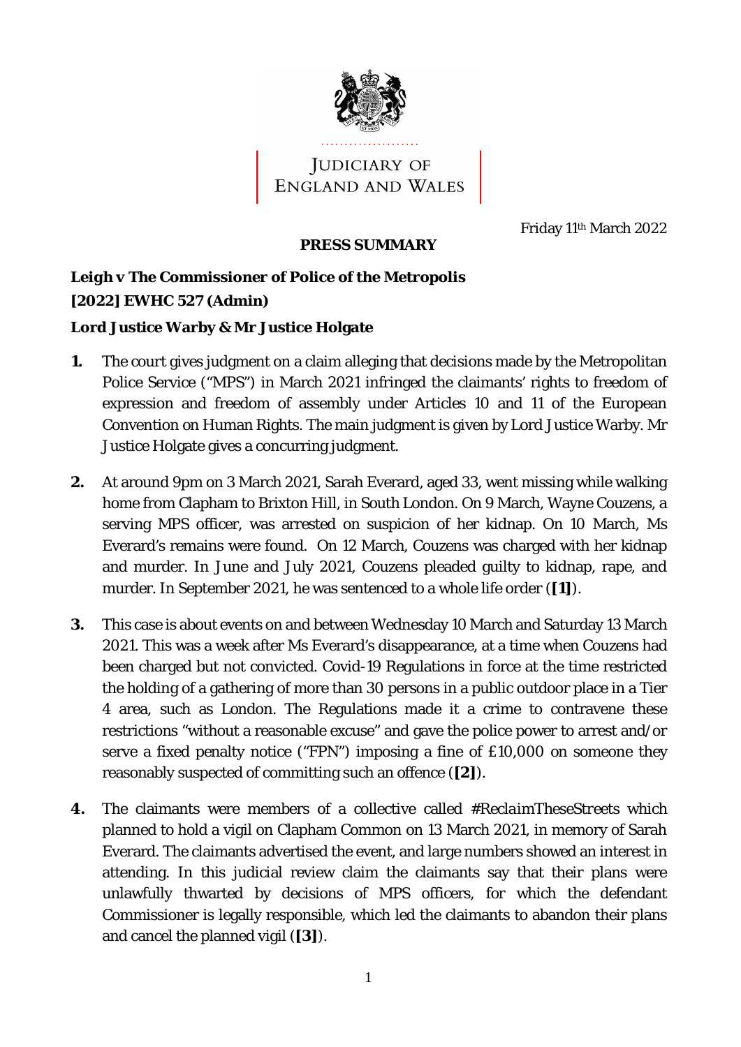JUDICIARY OF ENGLAND AND WALES

Friday 11th March 2022

**PRESS SUMMARY**

**Leigh v The Commissioner of Police of the Metropolis**
**[2022] EWHC 527 (Admin)**

**Lord Justice Warby & Mr Justice Holgate**

1. The court gives judgment on a claim alleging that decisions made by the Metropolitan Police Service ("MPS") in March 2021 infringed the claimants' rights to freedom of expression and freedom of assembly under Articles 10 and 11 of the European Convention on Human Rights. The main judgment is given by Lord Justice Warby. Mr Justice Holgate gives a concurring judgment.

2. At around 9pm on 3 March 2021, Sarah Everard, aged 33, went missing while walking home from Clapham to Brixton Hill, in South London. On 9 March, Wayne Couzens, a serving MPS officer, was arrested on suspicion of her kidnap. On 10 March, Ms Everard's remains were found. On 12 March, Couzens was charged with her kidnap and murder. In June and July 2021, Couzens pleaded guilty to kidnap, rape, and murder. In September 2021, he was sentenced to a whole life order (**[1]**).

3. This case is about events on and between Wednesday 10 March and Saturday 13 March 2021. This was a week after Ms Everard's disappearance, at a time when Couzens had been charged but not convicted. Covid-19 Regulations in force at the time restricted the holding of a gathering of more than 30 persons in a public outdoor place in a Tier 4 area, such as London. The Regulations made it a crime to contravene these restrictions "without a reasonable excuse" and gave the police power to arrest and/or serve a fixed penalty notice ("FPN") imposing a fine of £10,000 on someone they reasonably suspected of committing such an offence (**[2]**).

4. The claimants were members of a collective called *#ReclaimTheseStreets* which planned to hold a vigil on Clapham Common on 13 March 2021, in memory of Sarah Everard. The claimants advertised the event, and large numbers showed an interest in attending. In this judicial review claim the claimants say that their plans were unlawfully thwarted by decisions of MPS officers, for which the defendant Commissioner is legally responsible, which led the claimants to abandon their plans and cancel the planned vigil (**[3]**).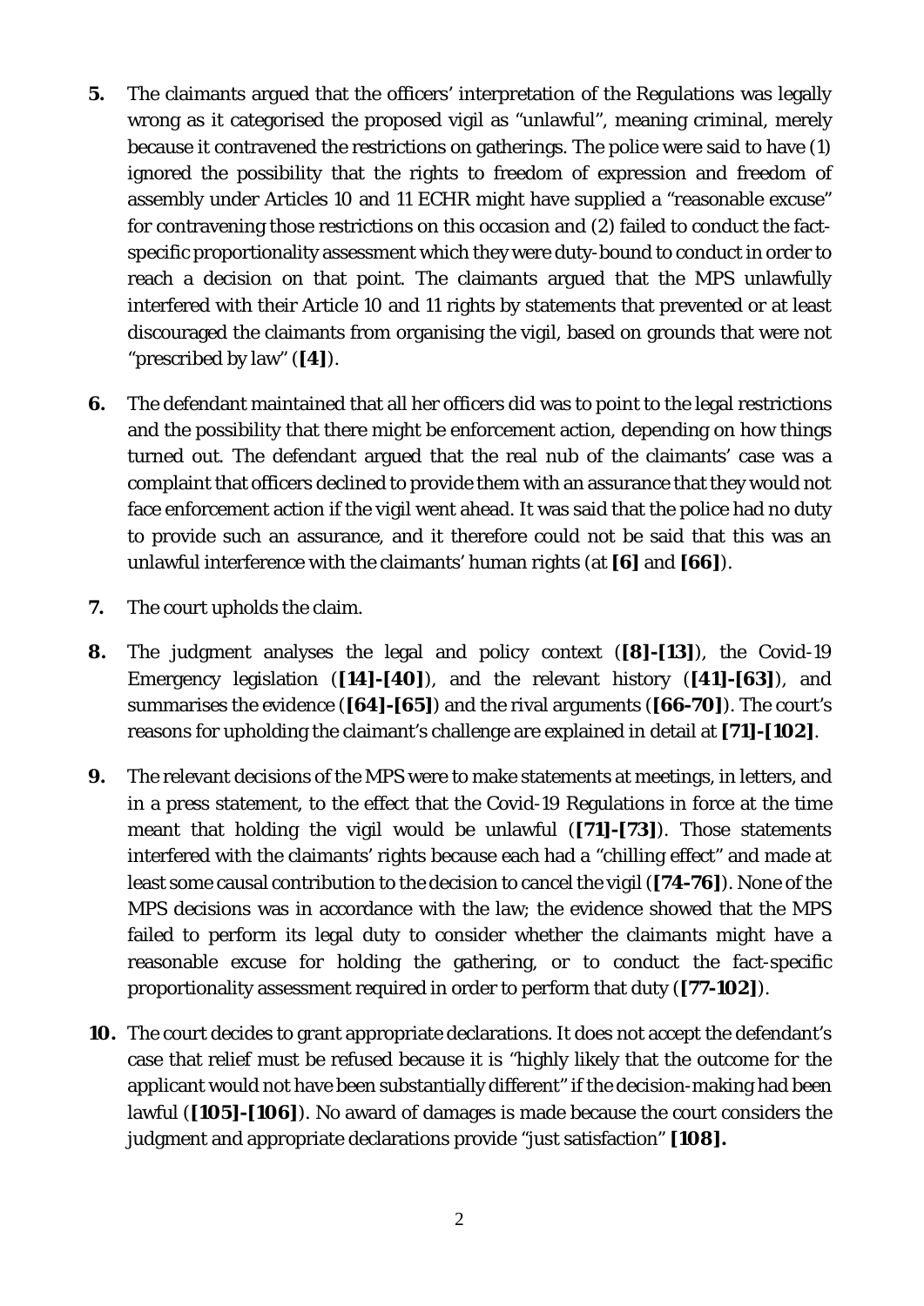**5.** The claimants argued that the officers' interpretation of the Regulations was legally wrong as it categorised the proposed vigil as "unlawful", meaning criminal, merely because it contravened the restrictions on gatherings. The police were said to have (1) ignored the possibility that the rights to freedom of expression and freedom of assembly under Articles 10 and 11 ECHR might have supplied a "reasonable excuse" for contravening those restrictions on this occasion and (2) failed to conduct the fact-specific proportionality assessment which they were duty-bound to conduct in order to reach a decision on that point. The claimants argued that the MPS unlawfully interfered with their Article 10 and 11 rights by statements that prevented or at least discouraged the claimants from organising the vigil, based on grounds that were not "prescribed by law" (**[4]**).

**6.** The defendant maintained that all her officers did was to point to the legal restrictions and the possibility that there might be enforcement action, depending on how things turned out. The defendant argued that the real nub of the claimants' case was a complaint that officers declined to provide them with an assurance that they would not face enforcement action if the vigil went ahead. It was said that the police had no duty to provide such an assurance, and it therefore could not be said that this was an unlawful interference with the claimants' human rights (at **[6]** and **[66]**).

**7.** The court upholds the claim.

**8.** The judgment analyses the legal and policy context (**[8]-[13]**), the Covid-19 Emergency legislation (**[14]-[40]**), and the relevant history (**[41]-[63]**), and summarises the evidence (**[64]-[65]**) and the rival arguments (**[66-70]**). The court's reasons for upholding the claimant's challenge are explained in detail at **[71]-[102]**.

**9.** The relevant decisions of the MPS were to make statements at meetings, in letters, and in a press statement, to the effect that the Covid-19 Regulations in force at the time meant that holding the vigil would be unlawful (**[71]-[73]**). Those statements interfered with the claimants' rights because each had a "chilling effect" and made at least some causal contribution to the decision to cancel the vigil (**[74-76]**). None of the MPS decisions was in accordance with the law; the evidence showed that the MPS failed to perform its legal duty to consider whether the claimants might have a reasonable excuse for holding the gathering, or to conduct the fact-specific proportionality assessment required in order to perform that duty (**[77-102]**).

**10.** The court decides to grant appropriate declarations. It does not accept the defendant's case that relief must be refused because it is "highly likely that the outcome for the applicant would not have been substantially different" if the decision-making had been lawful (**[105]-[106]**). No award of damages is made because the court considers the judgment and appropriate declarations provide "just satisfaction" **[108].**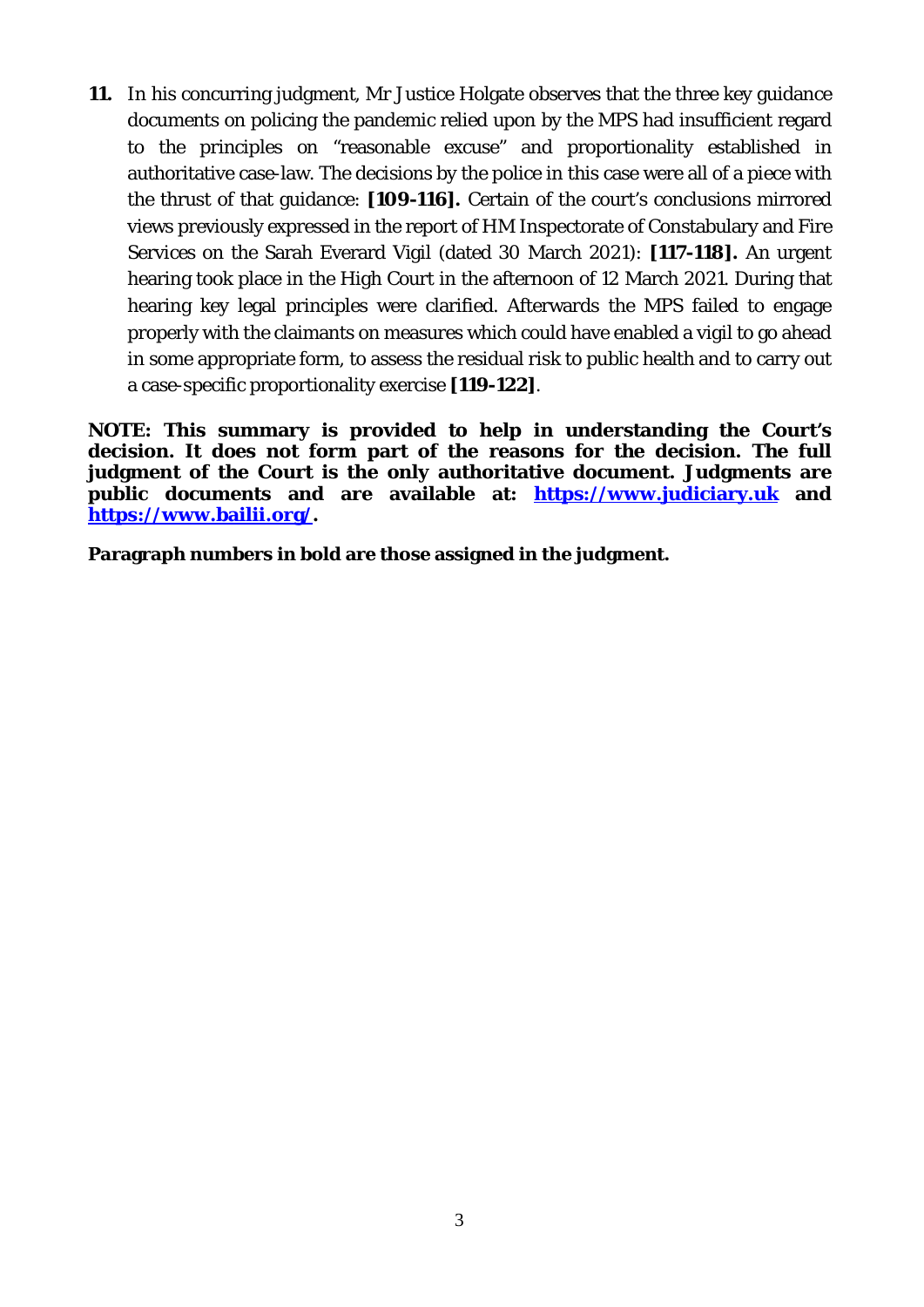11. In his concurring judgment, Mr Justice Holgate observes that the three key guidance documents on policing the pandemic relied upon by the MPS had insufficient regard to the principles on "reasonable excuse" and proportionality established in authoritative case-law. The decisions by the police in this case were all of a piece with the thrust of that guidance: **[109-116].** Certain of the court's conclusions mirrored views previously expressed in the report of HM Inspectorate of Constabulary and Fire Services on the Sarah Everard Vigil (dated 30 March 2021): **[117-118].** An urgent hearing took place in the High Court in the afternoon of 12 March 2021. During that hearing key legal principles were clarified. Afterwards the MPS failed to engage properly with the claimants on measures which could have enabled a vigil to go ahead in some appropriate form, to assess the residual risk to public health and to carry out a case-specific proportionality exercise **[119-122]**.

**NOTE: This summary is provided to help in understanding the Court's decision. It does not form part of the reasons for the decision. The full judgment of the Court is the only authoritative document. Judgments are public documents and are available at: [https://www.judiciary.uk](https://www.judiciary.uk) and [https://www.bailii.org/](https://www.bailii.org/).**

**Paragraph numbers in bold are those assigned in the judgment.**